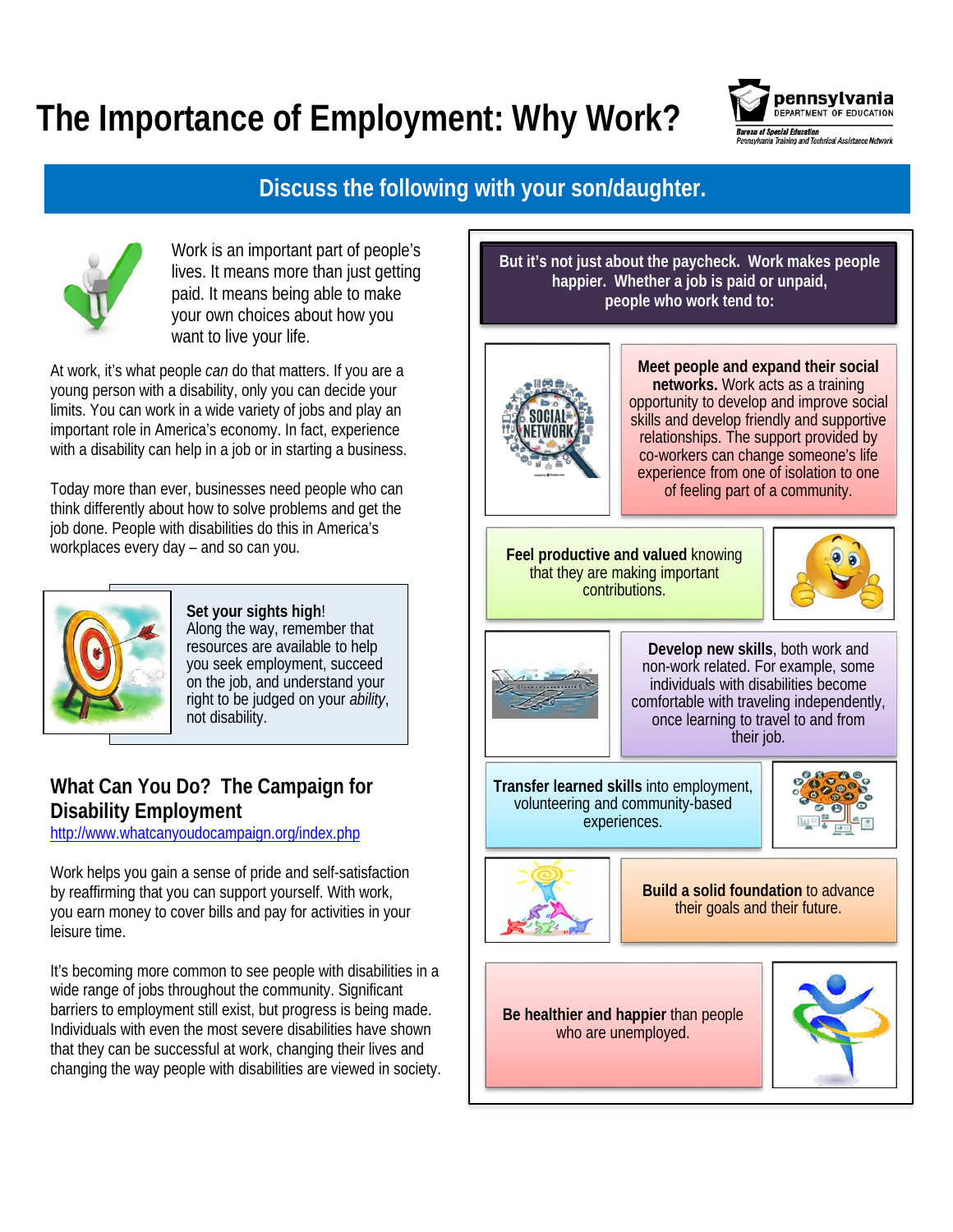# The Importance of Employment: Why Work?

pennsylvania DEPARTMENT OF EDUCATION

Bureau of Special Education
Pennsylvania Training and Technical Assistance Network

## Discuss the following with your son/daughter.

Work is an important part of people's lives. It means more than just getting paid. It means being able to make your own choices about how you want to live your life.

At work, it's what people *can* do that matters. If you are a young person with a disability, only you can decide your limits. You can work in a wide variety of jobs and play an important role in America's economy. In fact, experience with a disability can help in a job or in starting a business.

Today more than ever, businesses need people who can think differently about how to solve problems and get the job done. People with disabilities do this in America's workplaces every day – and so can you.

**Set your sights high**!
Along the way, remember that resources are available to help you seek employment, succeed on the job, and understand your right to be judged on your *ability*, not disability.

### What Can You Do? The Campaign for Disability Employment

http://www.whatcanyoudocampaign.org/index.php

Work helps you gain a sense of pride and self-satisfaction by reaffirming that you can support yourself. With work, you earn money to cover bills and pay for activities in your leisure time.

It's becoming more common to see people with disabilities in a wide range of jobs throughout the community. Significant barriers to employment still exist, but progress is being made. Individuals with even the most severe disabilities have shown that they can be successful at work, changing their lives and changing the way people with disabilities are viewed in society.

**But it's not just about the paycheck. Work makes people happier. Whether a job is paid or unpaid, people who work tend to:**

- **Meet people and expand their social networks.** Work acts as a training opportunity to develop and improve social skills and develop friendly and supportive relationships. The support provided by co-workers can change someone's life experience from one of isolation to one of feeling part of a community.
- **Feel productive and valued** knowing that they are making important contributions.
- **Develop new skills**, both work and non-work related. For example, some individuals with disabilities become comfortable with traveling independently, once learning to travel to and from their job.
- **Transfer learned skills** into employment, volunteering and community-based experiences.
- **Build a solid foundation** to advance their goals and their future.
- **Be healthier and happier** than people who are unemployed.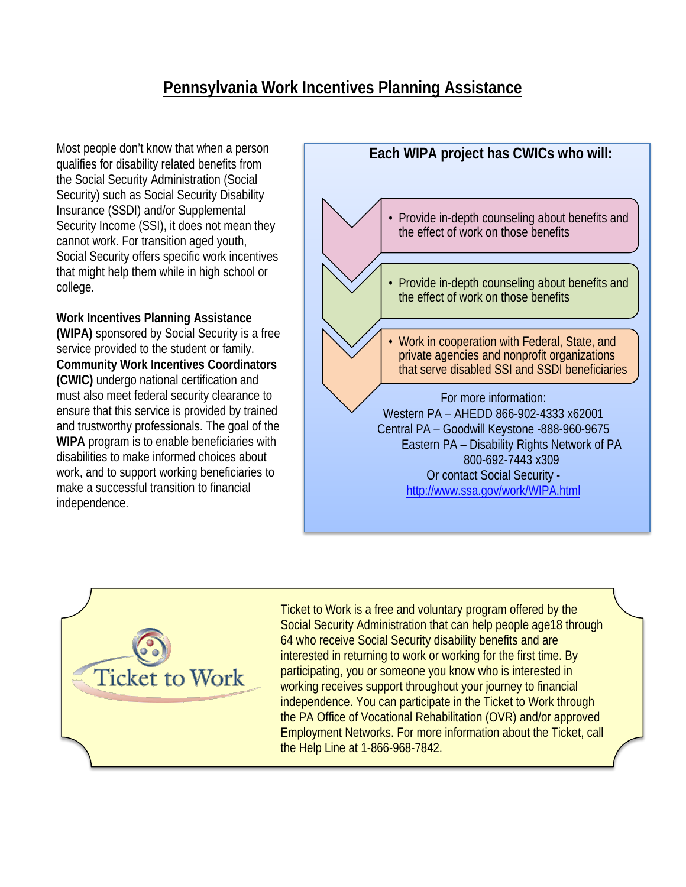# Pennsylvania Work Incentives Planning Assistance

Most people don't know that when a person qualifies for disability related benefits from the Social Security Administration (Social Security) such as Social Security Disability Insurance (SSDI) and/or Supplemental Security Income (SSI), it does not mean they cannot work. For transition aged youth, Social Security offers specific work incentives that might help them while in high school or college.

**Work Incentives Planning Assistance (WIPA)** sponsored by Social Security is a free service provided to the student or family. **Community Work Incentives Coordinators (CWIC)** undergo national certification and must also meet federal security clearance to ensure that this service is provided by trained and trustworthy professionals. The goal of the **WIPA** program is to enable beneficiaries with disabilities to make informed choices about work, and to support working beneficiaries to make a successful transition to financial independence.

**Each WIPA project has CWICs who will:**

- Provide in-depth counseling about benefits and the effect of work on those benefits
- Provide in-depth counseling about benefits and the effect of work on those benefits
- Work in cooperation with Federal, State, and private agencies and nonprofit organizations that serve disabled SSI and SSDI beneficiaries

For more information:
Western PA – AHEDD 866-902-4333 x62001
Central PA – Goodwill Keystone -888-960-9675
Eastern PA – Disability Rights Network of PA 800-692-7443 x309
Or contact Social Security - http://www.ssa.gov/work/WIPA.html

Ticket to Work

Ticket to Work is a free and voluntary program offered by the Social Security Administration that can help people age18 through 64 who receive Social Security disability benefits and are interested in returning to work or working for the first time. By participating, you or someone you know who is interested in working receives support throughout your journey to financial independence. You can participate in the Ticket to Work through the PA Office of Vocational Rehabilitation (OVR) and/or approved Employment Networks. For more information about the Ticket, call the Help Line at 1-866-968-7842.